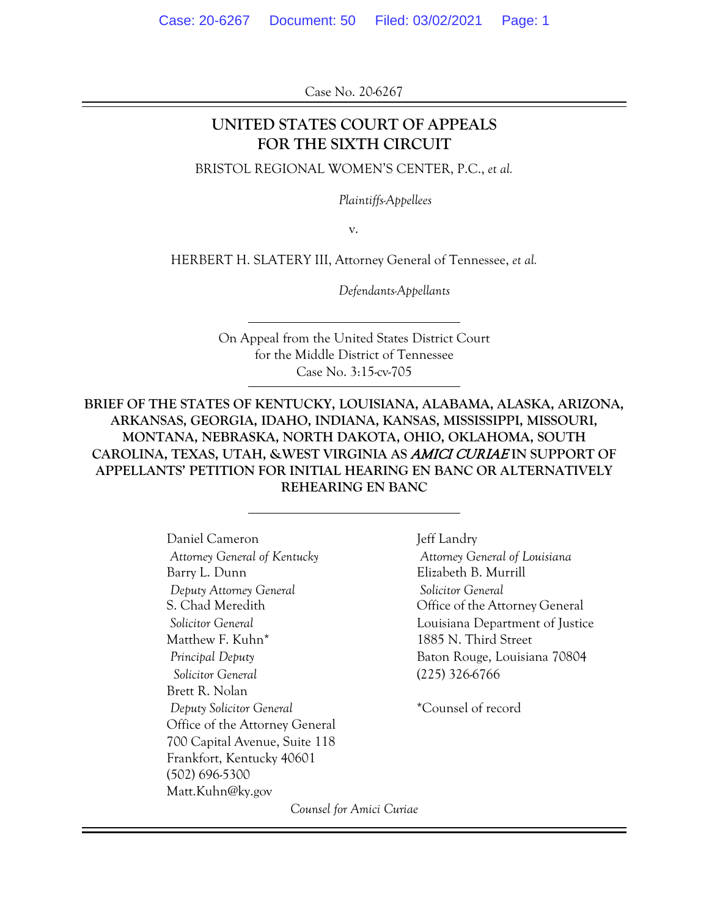Case No. 20-6267

# UNITED STATES COURT OF APPEALS FOR THE SIXTH CIRCUIT

BRISTOL REGIONAL WOMEN'S CENTER, P.C., *et al.*

*Plaintiffs-Appellees*

v.

HERBERT H. SLATERY III, Attorney General of Tennessee, *et al.*

*Defendants-Appellants*

---

On Appeal from the United States District Court
for the Middle District of Tennessee
Case No. 3:15-cv-705

---

**BRIEF OF THE STATES OF KENTUCKY, LOUISIANA, ALABAMA, ALASKA, ARIZONA, ARKANSAS, GEORGIA, IDAHO, INDIANA, KANSAS, MISSISSIPPI, MISSOURI, MONTANA, NEBRASKA, NORTH DAKOTA, OHIO, OKLAHOMA, SOUTH CAROLINA, TEXAS, UTAH, &WEST VIRGINIA AS *AMICI CURIAE* IN SUPPORT OF APPELLANTS' PETITION FOR INITIAL HEARING EN BANC OR ALTERNATIVELY REHEARING EN BANC**

---

Daniel Cameron
*Attorney General of Kentucky*
Barry L. Dunn
*Deputy Attorney General*
S. Chad Meredith
*Solicitor General*
Matthew F. Kuhn*
*Principal Deputy Solicitor General*
Brett R. Nolan
*Deputy Solicitor General*
Office of the Attorney General
700 Capital Avenue, Suite 118
Frankfort, Kentucky 40601
(502) 696-5300
Matt.Kuhn@ky.gov

Jeff Landry
*Attorney General of Louisiana*
Elizabeth B. Murrill
*Solicitor General*
Office of the Attorney General
Louisiana Department of Justice
1885 N. Third Street
Baton Rouge, Louisiana 70804
(225) 326-6766

*Counsel of record

*Counsel for Amici Curiae*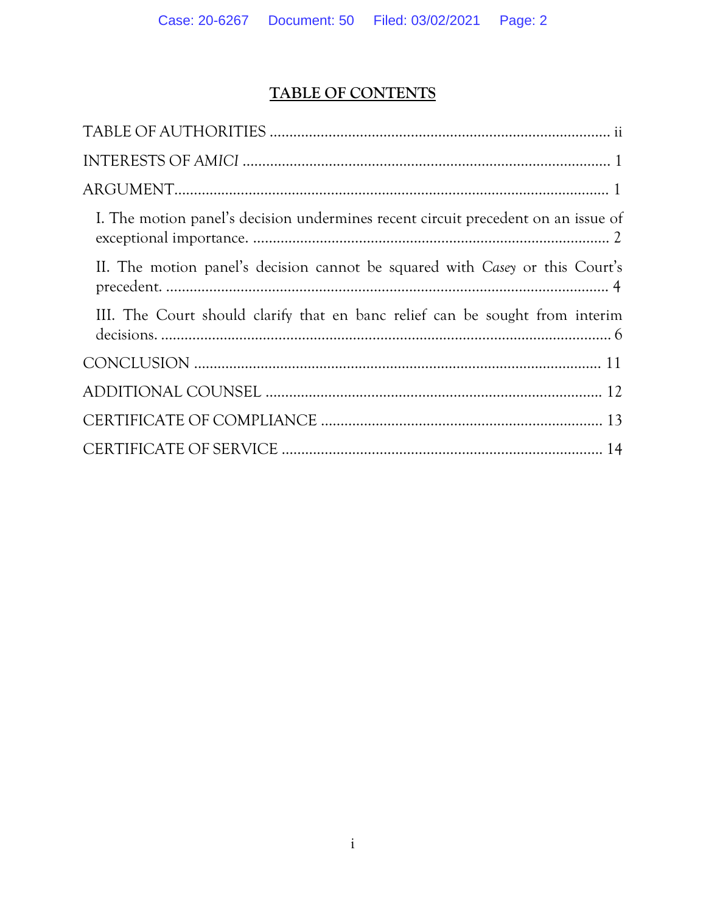# TABLE OF CONTENTS

TABLE OF AUTHORITIES ........................................................................................ ii

INTERESTS OF *AMICI* .............................................................................................. 1

ARGUMENT.............................................................................................................. 1

I. The motion panel's decision undermines recent circuit precedent on an issue of exceptional importance. ........................................................................................ 2

II. The motion panel's decision cannot be squared with *Casey* or this Court's precedent. ................................................................................................................ 4

III. The Court should clarify that en banc relief can be sought from interim decisions. .................................................................................................................. 6

CONCLUSION ........................................................................................................ 11

ADDITIONAL COUNSEL ...................................................................................... 12

CERTIFICATE OF COMPLIANCE ....................................................................... 13

CERTIFICATE OF SERVICE ................................................................................. 14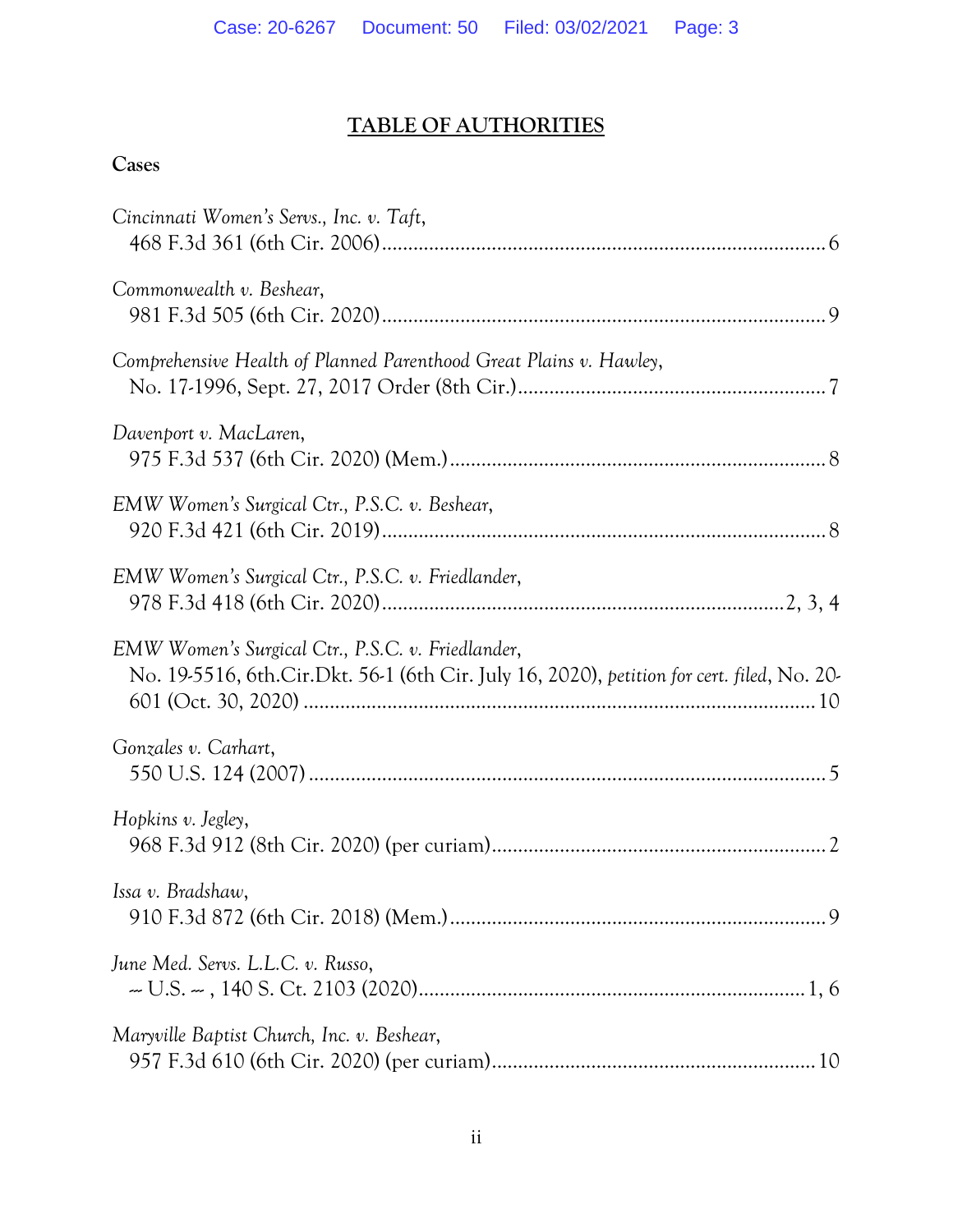# TABLE OF AUTHORITIES

## Cases

*Cincinnati Women's Servs., Inc. v. Taft*,
468 F.3d 361 (6th Cir. 2006) .................................................................................... 6

*Commonwealth v. Beshear*,
981 F.3d 505 (6th Cir. 2020) .................................................................................... 9

*Comprehensive Health of Planned Parenthood Great Plains v. Hawley*,
No. 17-1996, Sept. 27, 2017 Order (8th Cir.) .......................................................... 7

*Davenport v. MacLaren*,
975 F.3d 537 (6th Cir. 2020) (Mem.) ....................................................................... 8

*EMW Women's Surgical Ctr., P.S.C. v. Beshear*,
920 F.3d 421 (6th Cir. 2019) .................................................................................... 8

*EMW Women's Surgical Ctr., P.S.C. v. Friedlander*,
978 F.3d 418 (6th Cir. 2020) ............................................................................ 2, 3, 4

*EMW Women's Surgical Ctr., P.S.C. v. Friedlander*,
No. 19-5516, 6th.Cir.Dkt. 56-1 (6th Cir. July 16, 2020), *petition for cert. filed*, No. 20-601 (Oct. 30, 2020) ................................................................................................ 10

*Gonzales v. Carhart*,
550 U.S. 124 (2007) .................................................................................................. 5

*Hopkins v. Jegley*,
968 F.3d 912 (8th Cir. 2020) (per curiam) ............................................................... 2

*Issa v. Bradshaw*,
910 F.3d 872 (6th Cir. 2018) (Mem.) ....................................................................... 9

*June Med. Servs. L.L.C. v. Russo*,
-- U.S. -- , 140 S. Ct. 2103 (2020) ........................................................................ 1, 6

*Maryville Baptist Church, Inc. v. Beshear*,
957 F.3d 610 (6th Cir. 2020) (per curiam) ............................................................. 10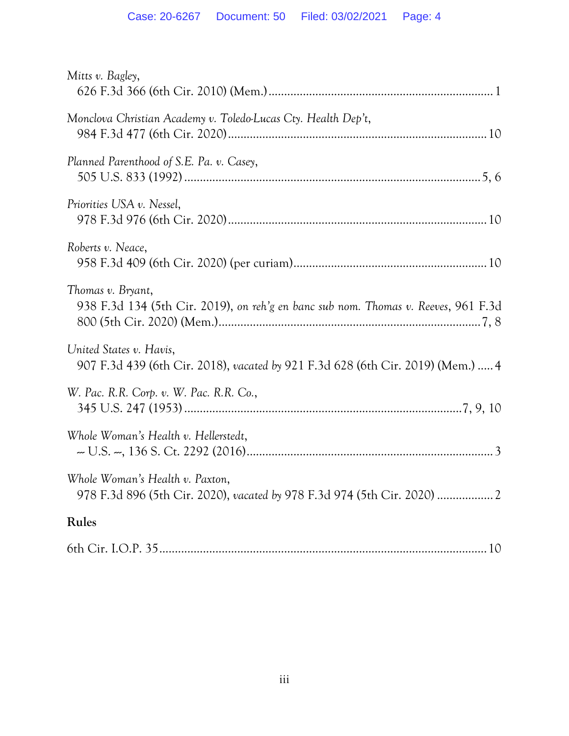*Mitts v. Bagley*,
626 F.3d 366 (6th Cir. 2010) (Mem.) ........................................................................ 1

*Monclova Christian Academy v. Toledo-Lucas Cty. Health Dep't*,
984 F.3d 477 (6th Cir. 2020) .................................................................................. 10

*Planned Parenthood of S.E. Pa. v. Casey*,
505 U.S. 833 (1992) ............................................................................................. 5, 6

*Priorities USA v. Nessel*,
978 F.3d 976 (6th Cir. 2020) .................................................................................. 10

*Roberts v. Neace*,
958 F.3d 409 (6th Cir. 2020) (per curiam) ............................................................ 10

*Thomas v. Bryant*,
938 F.3d 134 (5th Cir. 2019), *on reh'g en banc sub nom. Thomas v. Reeves*, 961 F.3d 800 (5th Cir. 2020) (Mem.) ................................................................................... 7, 8

*United States v. Havis*,
907 F.3d 439 (6th Cir. 2018), *vacated by* 921 F.3d 628 (6th Cir. 2019) (Mem.) ..... 4

*W. Pac. R.R. Corp. v. W. Pac. R.R. Co.*,
345 U.S. 247 (1953) ....................................................................................... 7, 9, 10

*Whole Woman's Health v. Hellerstedt*,
-- U.S. --, 136 S. Ct. 2292 (2016) ............................................................................ 3

*Whole Woman's Health v. Paxton*,
978 F.3d 896 (5th Cir. 2020), *vacated by* 978 F.3d 974 (5th Cir. 2020) .................. 2

## Rules

6th Cir. I.O.P. 35 ....................................................................................................... 10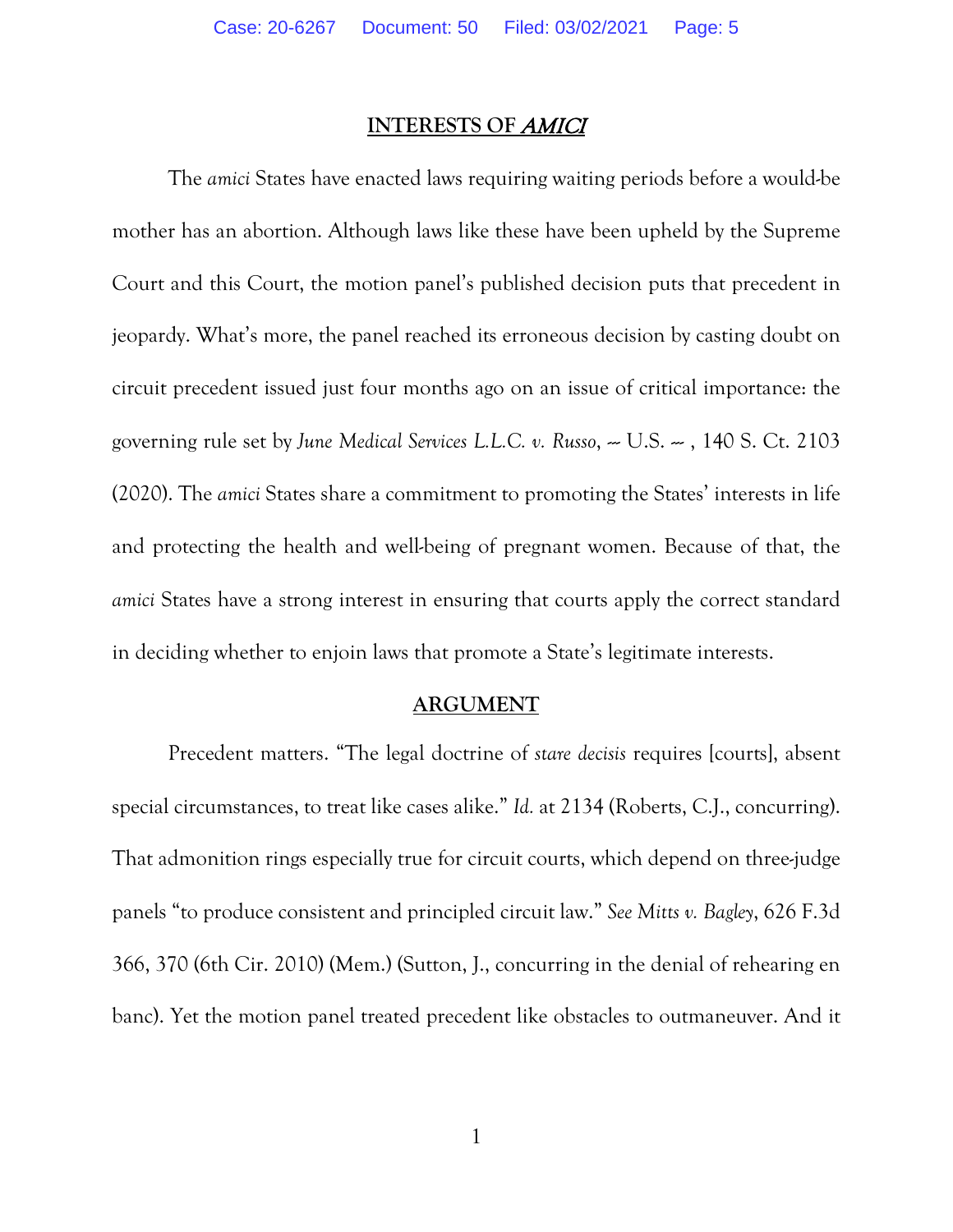## INTERESTS OF *AMICI*

The *amici* States have enacted laws requiring waiting periods before a would-be mother has an abortion. Although laws like these have been upheld by the Supreme Court and this Court, the motion panel's published decision puts that precedent in jeopardy. What's more, the panel reached its erroneous decision by casting doubt on circuit precedent issued just four months ago on an issue of critical importance: the governing rule set by *June Medical Services L.L.C. v. Russo*, -- U.S. -- , 140 S. Ct. 2103 (2020). The *amici* States share a commitment to promoting the States' interests in life and protecting the health and well-being of pregnant women. Because of that, the *amici* States have a strong interest in ensuring that courts apply the correct standard in deciding whether to enjoin laws that promote a State's legitimate interests.

## ARGUMENT

Precedent matters. "The legal doctrine of *stare decisis* requires [courts], absent special circumstances, to treat like cases alike." *Id.* at 2134 (Roberts, C.J., concurring). That admonition rings especially true for circuit courts, which depend on three-judge panels "to produce consistent and principled circuit law." *See Mitts v. Bagley*, 626 F.3d 366, 370 (6th Cir. 2010) (Mem.) (Sutton, J., concurring in the denial of rehearing en banc). Yet the motion panel treated precedent like obstacles to outmaneuver. And it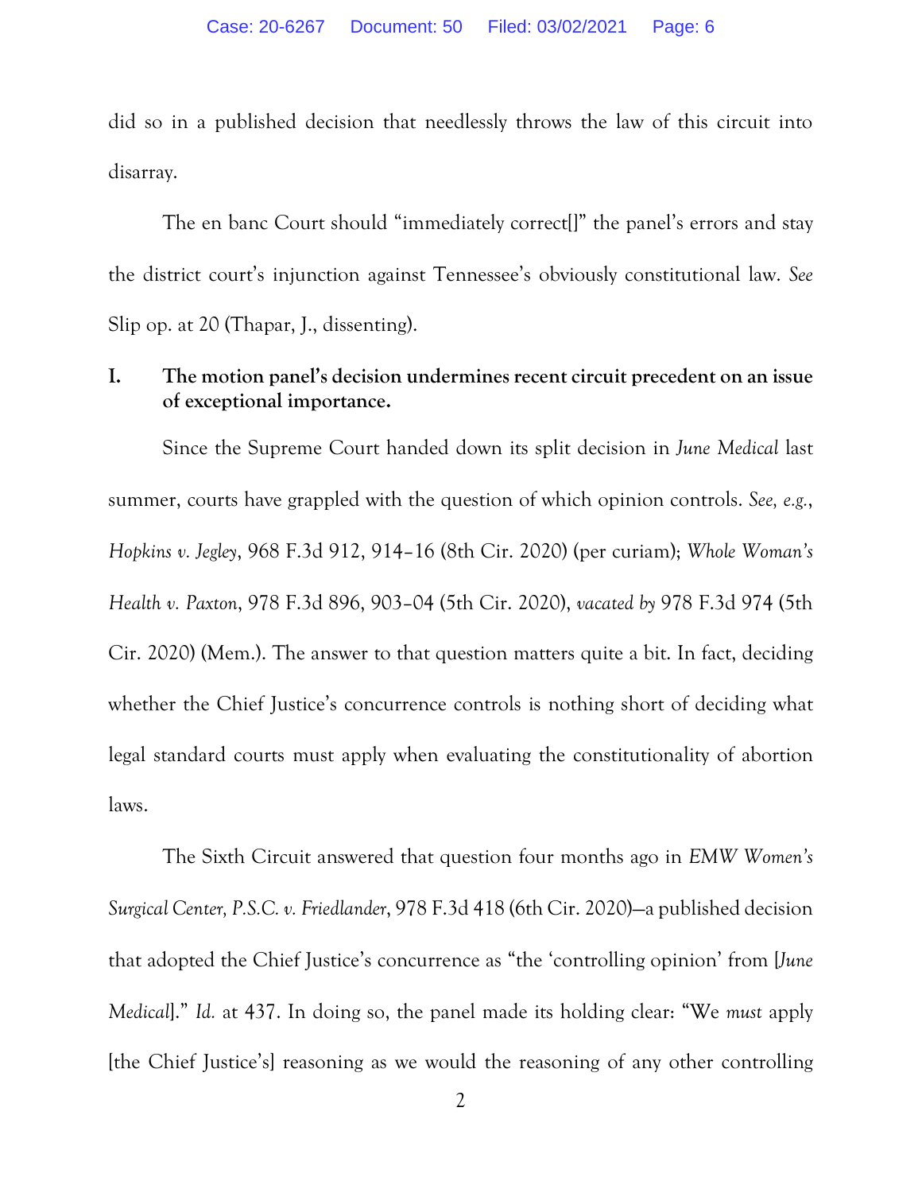did so in a published decision that needlessly throws the law of this circuit into disarray.

The en banc Court should "immediately correct[]" the panel's errors and stay the district court's injunction against Tennessee's obviously constitutional law. *See* Slip op. at 20 (Thapar, J., dissenting).

## I. The motion panel's decision undermines recent circuit precedent on an issue of exceptional importance.

Since the Supreme Court handed down its split decision in *June Medical* last summer, courts have grappled with the question of which opinion controls. *See, e.g.*, *Hopkins v. Jegley*, 968 F.3d 912, 914–16 (8th Cir. 2020) (per curiam); *Whole Woman's Health v. Paxton*, 978 F.3d 896, 903–04 (5th Cir. 2020), *vacated by* 978 F.3d 974 (5th Cir. 2020) (Mem.). The answer to that question matters quite a bit. In fact, deciding whether the Chief Justice's concurrence controls is nothing short of deciding what legal standard courts must apply when evaluating the constitutionality of abortion laws.

The Sixth Circuit answered that question four months ago in *EMW Women's Surgical Center, P.S.C. v. Friedlander*, 978 F.3d 418 (6th Cir. 2020)—a published decision that adopted the Chief Justice's concurrence as "the 'controlling opinion' from [*June Medical*]." *Id.* at 437. In doing so, the panel made its holding clear: "We *must* apply [the Chief Justice's] reasoning as we would the reasoning of any other controlling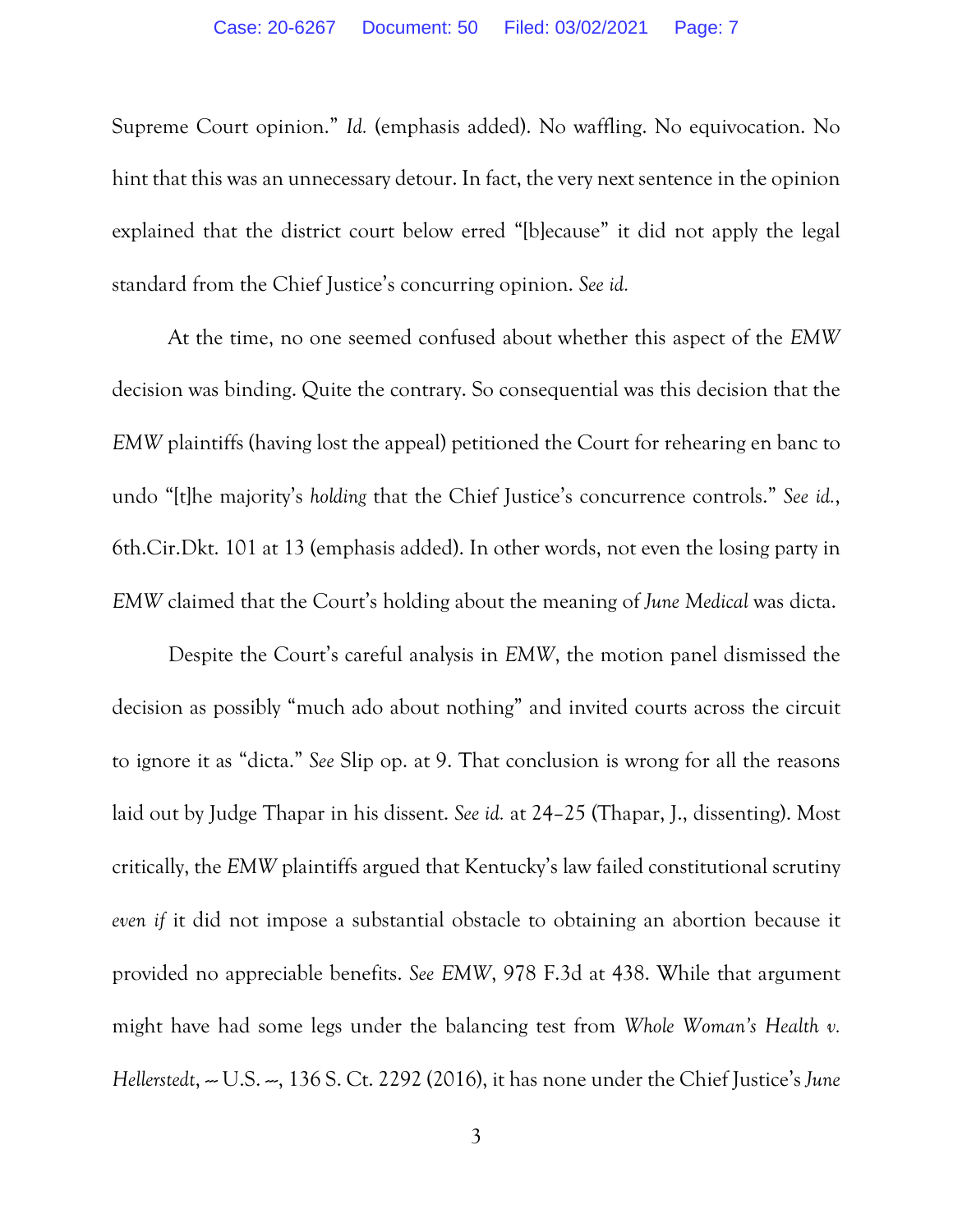Supreme Court opinion." *Id.* (emphasis added). No waffling. No equivocation. No hint that this was an unnecessary detour. In fact, the very next sentence in the opinion explained that the district court below erred "[b]ecause" it did not apply the legal standard from the Chief Justice's concurring opinion. *See id.*

At the time, no one seemed confused about whether this aspect of the *EMW* decision was binding. Quite the contrary. So consequential was this decision that the *EMW* plaintiffs (having lost the appeal) petitioned the Court for rehearing en banc to undo "[t]he majority's *holding* that the Chief Justice's concurrence controls." *See id.*, 6th.Cir.Dkt. 101 at 13 (emphasis added). In other words, not even the losing party in *EMW* claimed that the Court's holding about the meaning of *June Medical* was dicta.

Despite the Court's careful analysis in *EMW*, the motion panel dismissed the decision as possibly "much ado about nothing" and invited courts across the circuit to ignore it as "dicta." *See* Slip op. at 9. That conclusion is wrong for all the reasons laid out by Judge Thapar in his dissent. *See id.* at 24–25 (Thapar, J., dissenting). Most critically, the *EMW* plaintiffs argued that Kentucky's law failed constitutional scrutiny *even if* it did not impose a substantial obstacle to obtaining an abortion because it provided no appreciable benefits. *See EMW*, 978 F.3d at 438. While that argument might have had some legs under the balancing test from *Whole Woman's Health v. Hellerstedt*, -- U.S. --, 136 S. Ct. 2292 (2016), it has none under the Chief Justice's *June*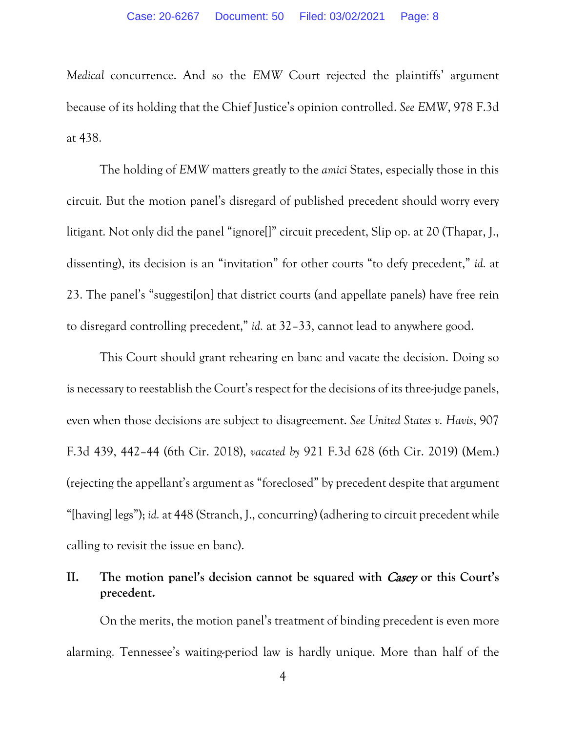*Medical* concurrence. And so the *EMW* Court rejected the plaintiffs' argument because of its holding that the Chief Justice's opinion controlled. *See EMW*, 978 F.3d at 438.

The holding of *EMW* matters greatly to the *amici* States, especially those in this circuit. But the motion panel's disregard of published precedent should worry every litigant. Not only did the panel "ignore[]" circuit precedent, Slip op. at 20 (Thapar, J., dissenting), its decision is an "invitation" for other courts "to defy precedent," *id.* at 23. The panel's "suggesti[on] that district courts (and appellate panels) have free rein to disregard controlling precedent," *id.* at 32–33, cannot lead to anywhere good.

This Court should grant rehearing en banc and vacate the decision. Doing so is necessary to reestablish the Court's respect for the decisions of its three-judge panels, even when those decisions are subject to disagreement. *See United States v. Havis*, 907 F.3d 439, 442–44 (6th Cir. 2018), *vacated by* 921 F.3d 628 (6th Cir. 2019) (Mem.) (rejecting the appellant's argument as "foreclosed" by precedent despite that argument "[having] legs"); *id.* at 448 (Stranch, J., concurring) (adhering to circuit precedent while calling to revisit the issue en banc).

## II. The motion panel's decision cannot be squared with *Casey* or this Court's precedent.

On the merits, the motion panel's treatment of binding precedent is even more alarming. Tennessee's waiting-period law is hardly unique. More than half of the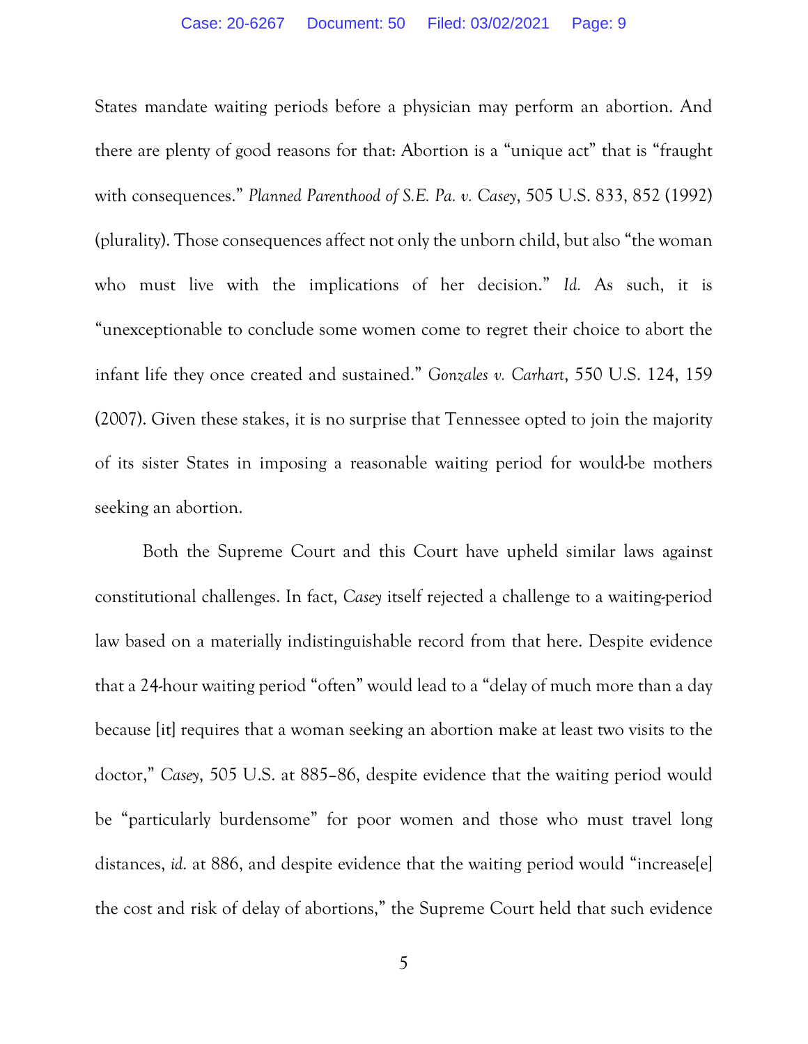States mandate waiting periods before a physician may perform an abortion. And there are plenty of good reasons for that: Abortion is a "unique act" that is "fraught with consequences." *Planned Parenthood of S.E. Pa. v. Casey*, 505 U.S. 833, 852 (1992) (plurality). Those consequences affect not only the unborn child, but also "the woman who must live with the implications of her decision." *Id.* As such, it is "unexceptionable to conclude some women come to regret their choice to abort the infant life they once created and sustained." *Gonzales v. Carhart*, 550 U.S. 124, 159 (2007). Given these stakes, it is no surprise that Tennessee opted to join the majority of its sister States in imposing a reasonable waiting period for would-be mothers seeking an abortion.

Both the Supreme Court and this Court have upheld similar laws against constitutional challenges. In fact, *Casey* itself rejected a challenge to a waiting-period law based on a materially indistinguishable record from that here. Despite evidence that a 24-hour waiting period "often" would lead to a "delay of much more than a day because [it] requires that a woman seeking an abortion make at least two visits to the doctor," *Casey*, 505 U.S. at 885–86, despite evidence that the waiting period would be "particularly burdensome" for poor women and those who must travel long distances, *id.* at 886, and despite evidence that the waiting period would "increase[e] the cost and risk of delay of abortions," the Supreme Court held that such evidence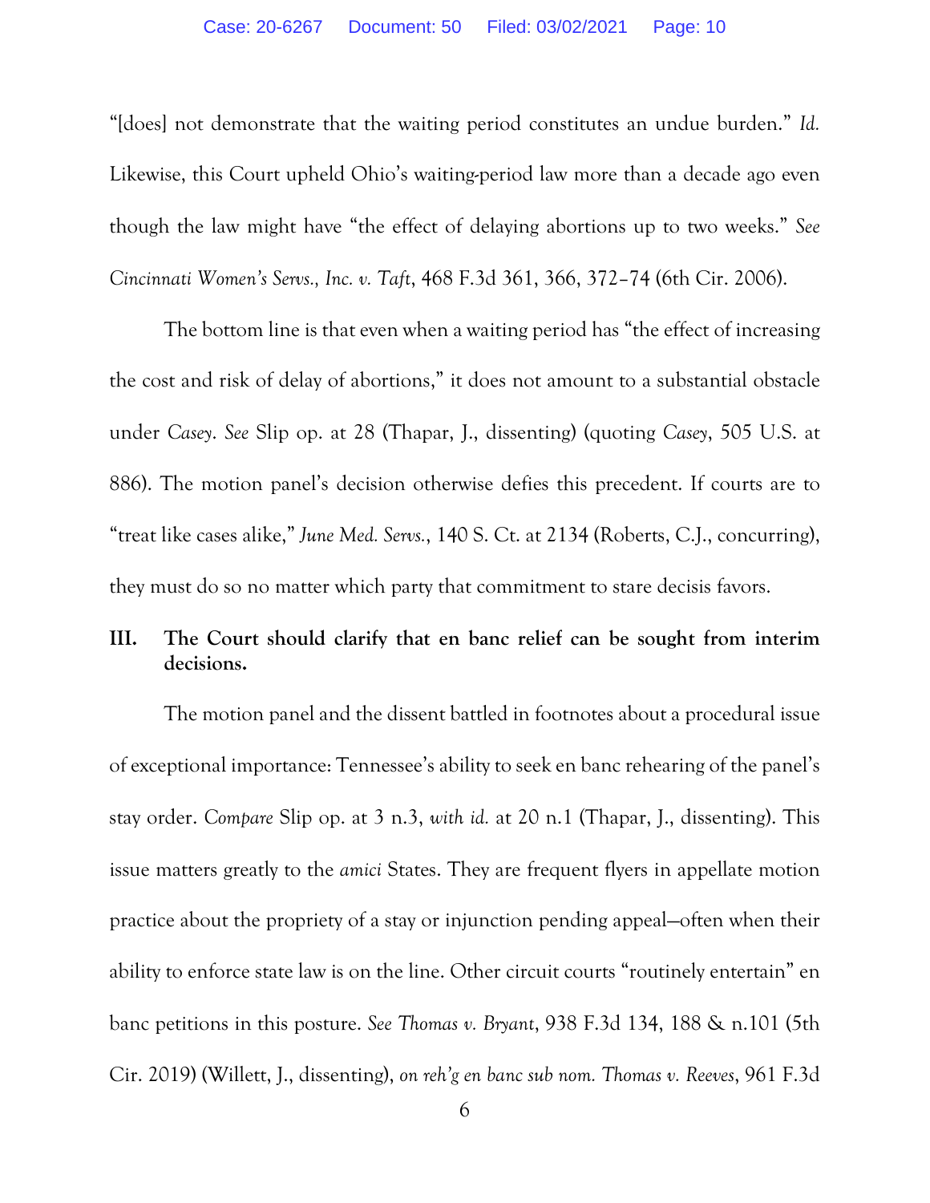"[does] not demonstrate that the waiting period constitutes an undue burden." *Id.* Likewise, this Court upheld Ohio's waiting-period law more than a decade ago even though the law might have "the effect of delaying abortions up to two weeks." *See Cincinnati Women's Servs., Inc. v. Taft*, 468 F.3d 361, 366, 372–74 (6th Cir. 2006).

The bottom line is that even when a waiting period has "the effect of increasing the cost and risk of delay of abortions," it does not amount to a substantial obstacle under *Casey*. *See* Slip op. at 28 (Thapar, J., dissenting) (quoting *Casey*, 505 U.S. at 886). The motion panel's decision otherwise defies this precedent. If courts are to "treat like cases alike," *June Med. Servs.*, 140 S. Ct. at 2134 (Roberts, C.J., concurring), they must do so no matter which party that commitment to stare decisis favors.

## III. The Court should clarify that en banc relief can be sought from interim decisions.

The motion panel and the dissent battled in footnotes about a procedural issue of exceptional importance: Tennessee's ability to seek en banc rehearing of the panel's stay order. *Compare* Slip op. at 3 n.3, *with id.* at 20 n.1 (Thapar, J., dissenting). This issue matters greatly to the *amici* States. They are frequent flyers in appellate motion practice about the propriety of a stay or injunction pending appeal—often when their ability to enforce state law is on the line. Other circuit courts "routinely entertain" en banc petitions in this posture. *See Thomas v. Bryant*, 938 F.3d 134, 188 & n.101 (5th Cir. 2019) (Willett, J., dissenting), *on reh'g en banc sub nom. Thomas v. Reeves*, 961 F.3d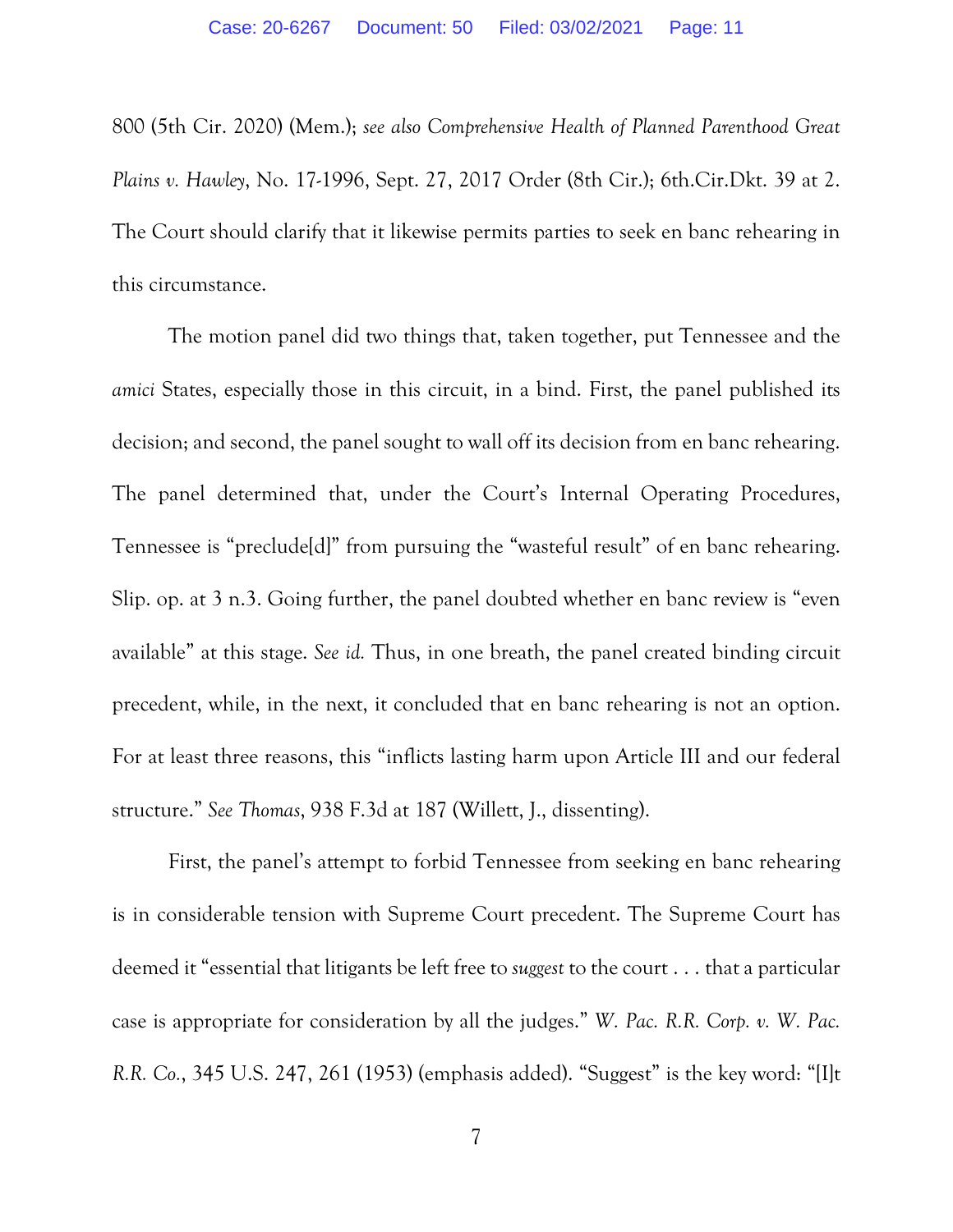800 (5th Cir. 2020) (Mem.); *see also Comprehensive Health of Planned Parenthood Great Plains v. Hawley*, No. 17-1996, Sept. 27, 2017 Order (8th Cir.); 6th.Cir.Dkt. 39 at 2. The Court should clarify that it likewise permits parties to seek en banc rehearing in this circumstance.

The motion panel did two things that, taken together, put Tennessee and the *amici* States, especially those in this circuit, in a bind. First, the panel published its decision; and second, the panel sought to wall off its decision from en banc rehearing. The panel determined that, under the Court's Internal Operating Procedures, Tennessee is "preclude[d]" from pursuing the "wasteful result" of en banc rehearing. Slip. op. at 3 n.3. Going further, the panel doubted whether en banc review is "even available" at this stage. *See id.* Thus, in one breath, the panel created binding circuit precedent, while, in the next, it concluded that en banc rehearing is not an option. For at least three reasons, this "inflicts lasting harm upon Article III and our federal structure." *See Thomas*, 938 F.3d at 187 (Willett, J., dissenting).

First, the panel's attempt to forbid Tennessee from seeking en banc rehearing is in considerable tension with Supreme Court precedent. The Supreme Court has deemed it "essential that litigants be left free to *suggest* to the court . . . that a particular case is appropriate for consideration by all the judges." *W. Pac. R.R. Corp. v. W. Pac. R.R. Co.*, 345 U.S. 247, 261 (1953) (emphasis added). "Suggest" is the key word: "[I]t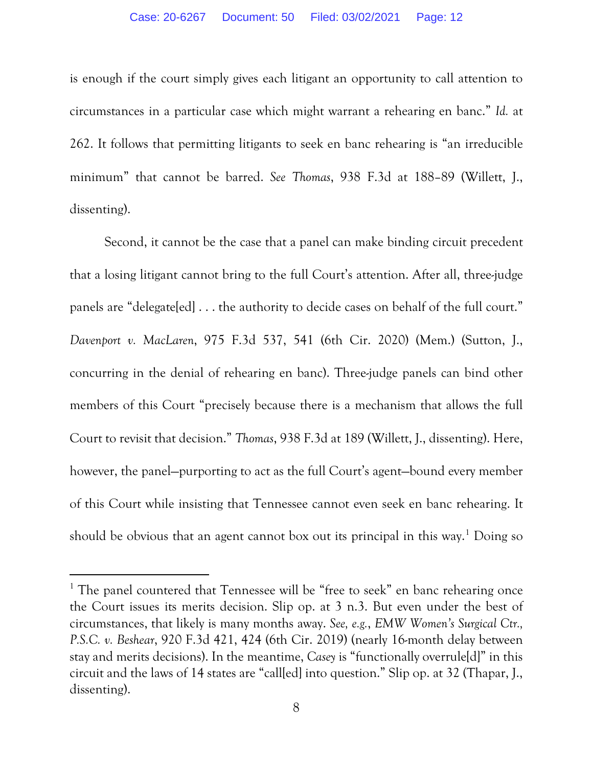is enough if the court simply gives each litigant an opportunity to call attention to circumstances in a particular case which might warrant a rehearing en banc." *Id.* at 262. It follows that permitting litigants to seek en banc rehearing is "an irreducible minimum" that cannot be barred. *See Thomas*, 938 F.3d at 188–89 (Willett, J., dissenting).

Second, it cannot be the case that a panel can make binding circuit precedent that a losing litigant cannot bring to the full Court's attention. After all, three-judge panels are "delegate[ed] . . . the authority to decide cases on behalf of the full court." *Davenport v. MacLaren*, 975 F.3d 537, 541 (6th Cir. 2020) (Mem.) (Sutton, J., concurring in the denial of rehearing en banc). Three-judge panels can bind other members of this Court "precisely because there is a mechanism that allows the full Court to revisit that decision." *Thomas*, 938 F.3d at 189 (Willett, J., dissenting). Here, however, the panel—purporting to act as the full Court's agent—bound every member of this Court while insisting that Tennessee cannot even seek en banc rehearing. It should be obvious that an agent cannot box out its principal in this way.[1] Doing so

[1] The panel countered that Tennessee will be "free to seek" en banc rehearing once the Court issues its merits decision. Slip op. at 3 n.3. But even under the best of circumstances, that likely is many months away. *See, e.g.*, *EMW Women's Surgical Ctr., P.S.C. v. Beshear*, 920 F.3d 421, 424 (6th Cir. 2019) (nearly 16-month delay between stay and merits decisions). In the meantime, *Casey* is "functionally overrule[d]" in this circuit and the laws of 14 states are "call[ed] into question." Slip op. at 32 (Thapar, J., dissenting).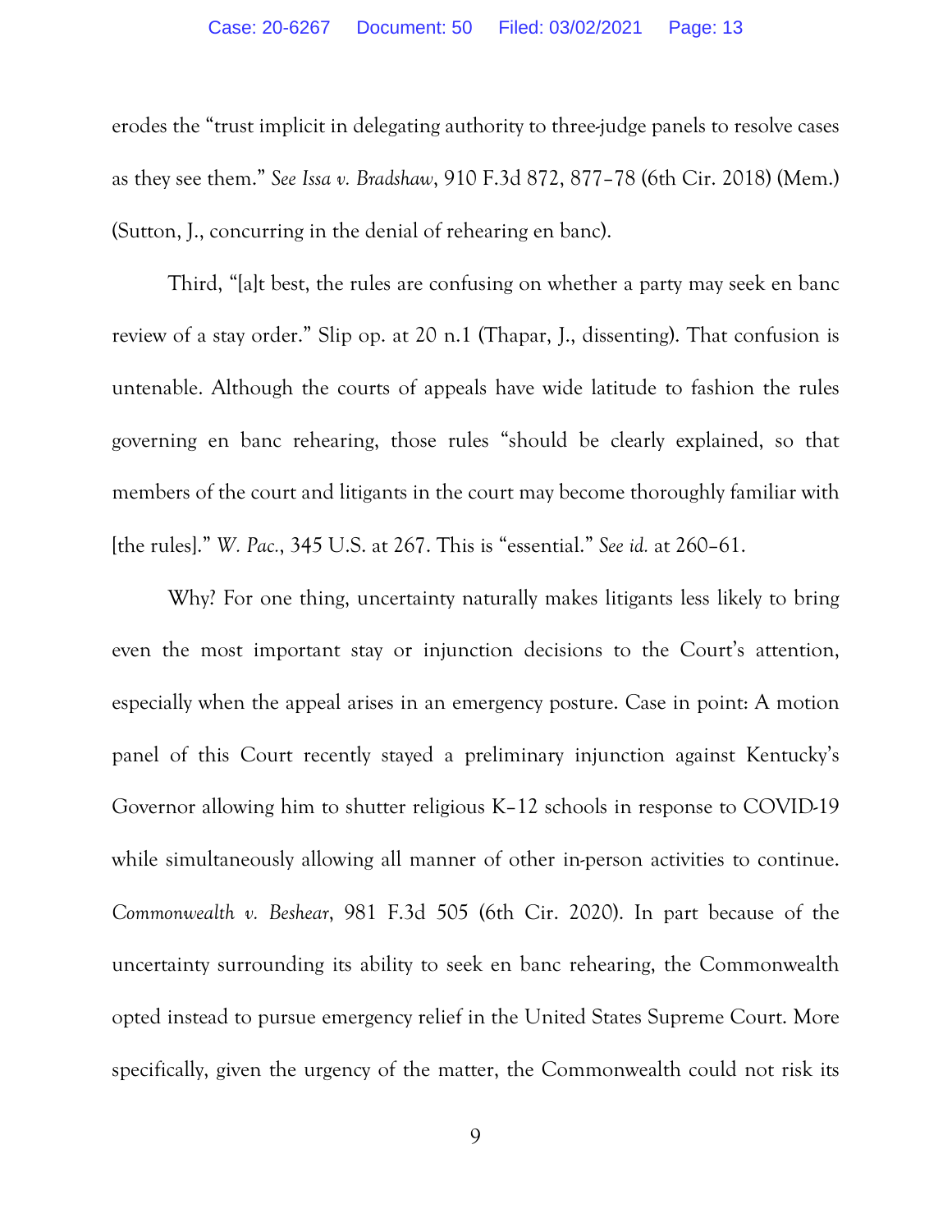erodes the "trust implicit in delegating authority to three-judge panels to resolve cases as they see them." *See Issa v. Bradshaw*, 910 F.3d 872, 877–78 (6th Cir. 2018) (Mem.) (Sutton, J., concurring in the denial of rehearing en banc).

Third, "[a]t best, the rules are confusing on whether a party may seek en banc review of a stay order." Slip op. at 20 n.1 (Thapar, J., dissenting). That confusion is untenable. Although the courts of appeals have wide latitude to fashion the rules governing en banc rehearing, those rules "should be clearly explained, so that members of the court and litigants in the court may become thoroughly familiar with [the rules]." *W. Pac.*, 345 U.S. at 267. This is "essential." *See id.* at 260–61.

Why? For one thing, uncertainty naturally makes litigants less likely to bring even the most important stay or injunction decisions to the Court's attention, especially when the appeal arises in an emergency posture. Case in point: A motion panel of this Court recently stayed a preliminary injunction against Kentucky's Governor allowing him to shutter religious K–12 schools in response to COVID-19 while simultaneously allowing all manner of other in-person activities to continue. *Commonwealth v. Beshear*, 981 F.3d 505 (6th Cir. 2020). In part because of the uncertainty surrounding its ability to seek en banc rehearing, the Commonwealth opted instead to pursue emergency relief in the United States Supreme Court. More specifically, given the urgency of the matter, the Commonwealth could not risk its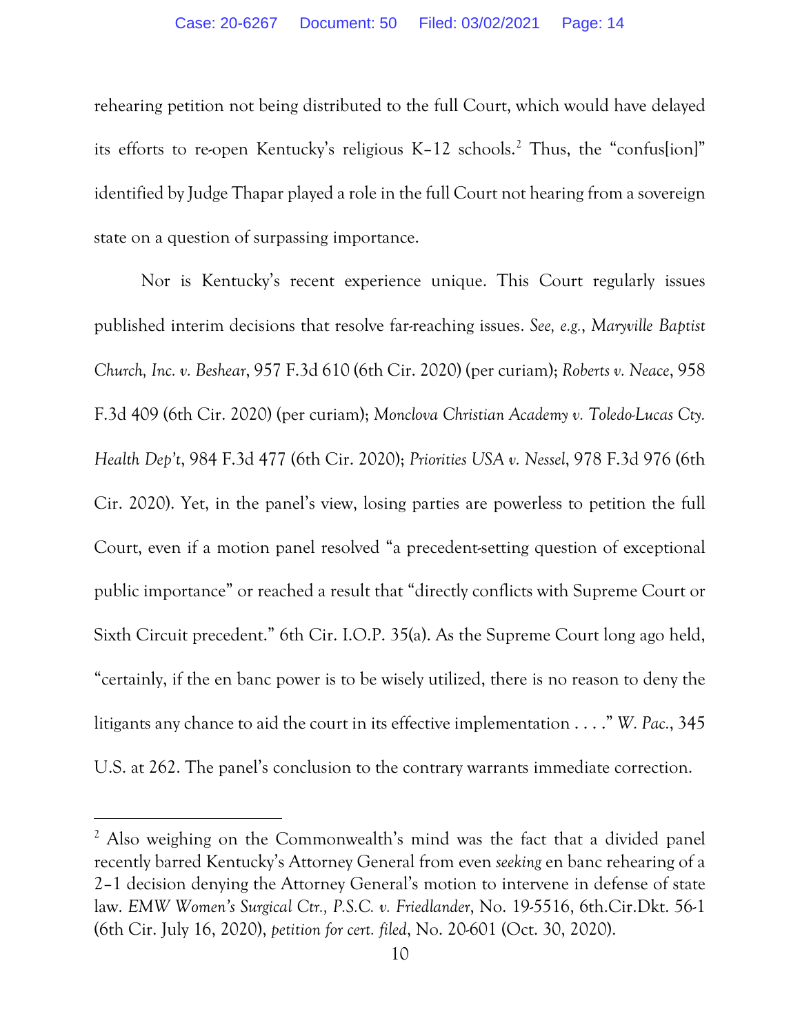rehearing petition not being distributed to the full Court, which would have delayed its efforts to re-open Kentucky's religious K–12 schools.[2] Thus, the "confus[ion]" identified by Judge Thapar played a role in the full Court not hearing from a sovereign state on a question of surpassing importance.

Nor is Kentucky's recent experience unique. This Court regularly issues published interim decisions that resolve far-reaching issues. *See, e.g.*, *Maryville Baptist Church, Inc. v. Beshear*, 957 F.3d 610 (6th Cir. 2020) (per curiam); *Roberts v. Neace*, 958 F.3d 409 (6th Cir. 2020) (per curiam); *Monclova Christian Academy v. Toledo-Lucas Cty. Health Dep't*, 984 F.3d 477 (6th Cir. 2020); *Priorities USA v. Nessel*, 978 F.3d 976 (6th Cir. 2020). Yet, in the panel's view, losing parties are powerless to petition the full Court, even if a motion panel resolved "a precedent-setting question of exceptional public importance" or reached a result that "directly conflicts with Supreme Court or Sixth Circuit precedent." 6th Cir. I.O.P. 35(a). As the Supreme Court long ago held, "certainly, if the en banc power is to be wisely utilized, there is no reason to deny the litigants any chance to aid the court in its effective implementation . . . ." *W. Pac.*, 345 U.S. at 262. The panel's conclusion to the contrary warrants immediate correction.

---

[2] Also weighing on the Commonwealth's mind was the fact that a divided panel recently barred Kentucky's Attorney General from even *seeking* en banc rehearing of a 2–1 decision denying the Attorney General's motion to intervene in defense of state law. *EMW Women's Surgical Ctr., P.S.C. v. Friedlander*, No. 19-5516, 6th.Cir.Dkt. 56-1 (6th Cir. July 16, 2020), *petition for cert. filed*, No. 20-601 (Oct. 30, 2020).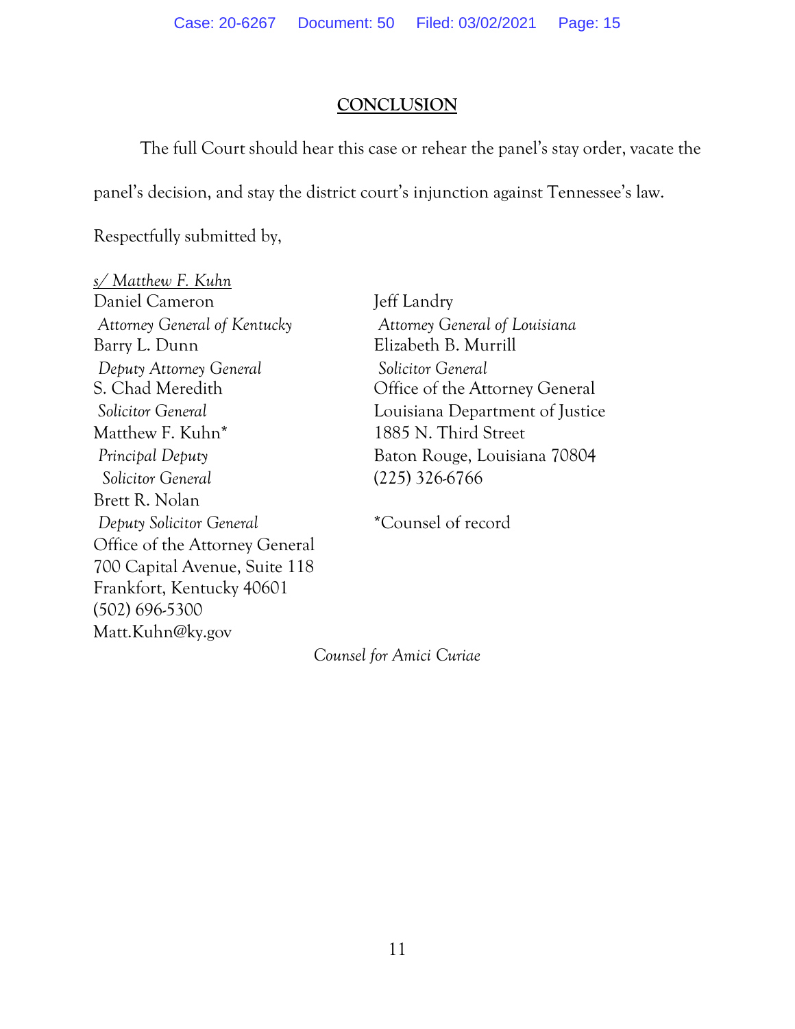## CONCLUSION

The full Court should hear this case or rehear the panel's stay order, vacate the panel's decision, and stay the district court's injunction against Tennessee's law.

Respectfully submitted by,

s/ Matthew F. Kuhn
Daniel Cameron
*Attorney General of Kentucky*
Barry L. Dunn
*Deputy Attorney General*
S. Chad Meredith
*Solicitor General*
Matthew F. Kuhn*
*Principal Deputy Solicitor General*
Brett R. Nolan
*Deputy Solicitor General*
Office of the Attorney General
700 Capital Avenue, Suite 118
Frankfort, Kentucky 40601
(502) 696-5300
Matt.Kuhn@ky.gov

Jeff Landry
*Attorney General of Louisiana*
Elizabeth B. Murrill
*Solicitor General*
Office of the Attorney General
Louisiana Department of Justice
1885 N. Third Street
Baton Rouge, Louisiana 70804
(225) 326-6766

*Counsel of record

*Counsel for Amici Curiae*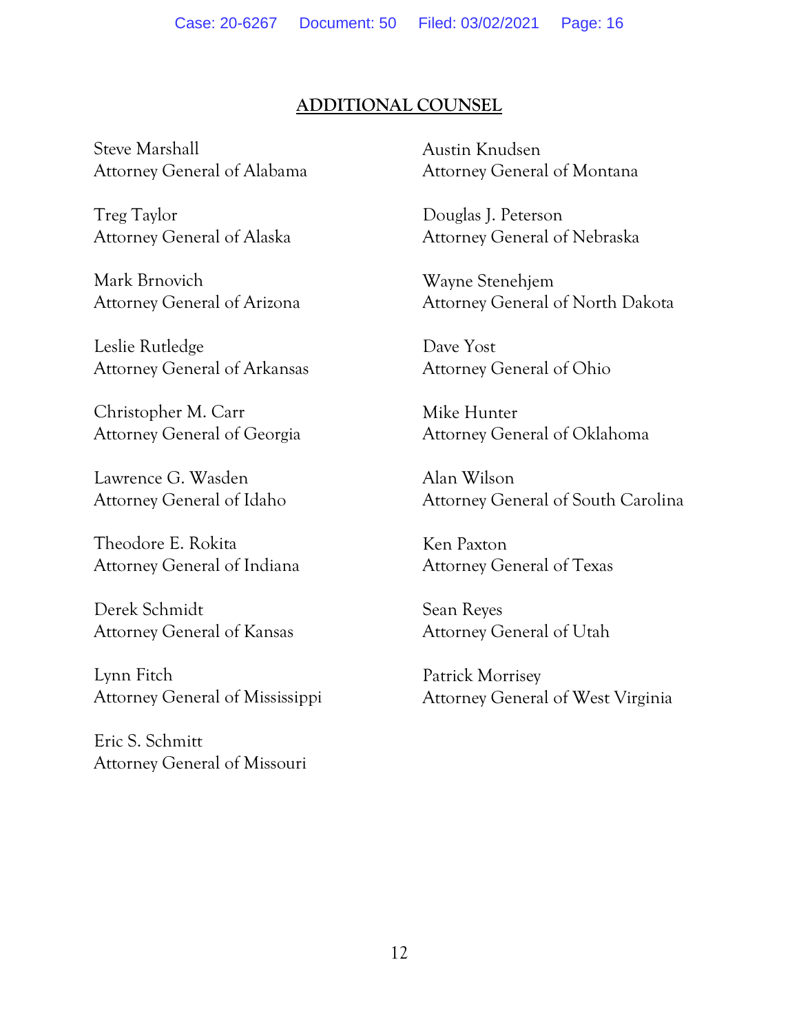## ADDITIONAL COUNSEL

Steve Marshall
Attorney General of Alabama

Treg Taylor
Attorney General of Alaska

Mark Brnovich
Attorney General of Arizona

Leslie Rutledge
Attorney General of Arkansas

Christopher M. Carr
Attorney General of Georgia

Lawrence G. Wasden
Attorney General of Idaho

Theodore E. Rokita
Attorney General of Indiana

Derek Schmidt
Attorney General of Kansas

Lynn Fitch
Attorney General of Mississippi

Eric S. Schmitt
Attorney General of Missouri

Austin Knudsen
Attorney General of Montana

Douglas J. Peterson
Attorney General of Nebraska

Wayne Stenehjem
Attorney General of North Dakota

Dave Yost
Attorney General of Ohio

Mike Hunter
Attorney General of Oklahoma

Alan Wilson
Attorney General of South Carolina

Ken Paxton
Attorney General of Texas

Sean Reyes
Attorney General of Utah

Patrick Morrisey
Attorney General of West Virginia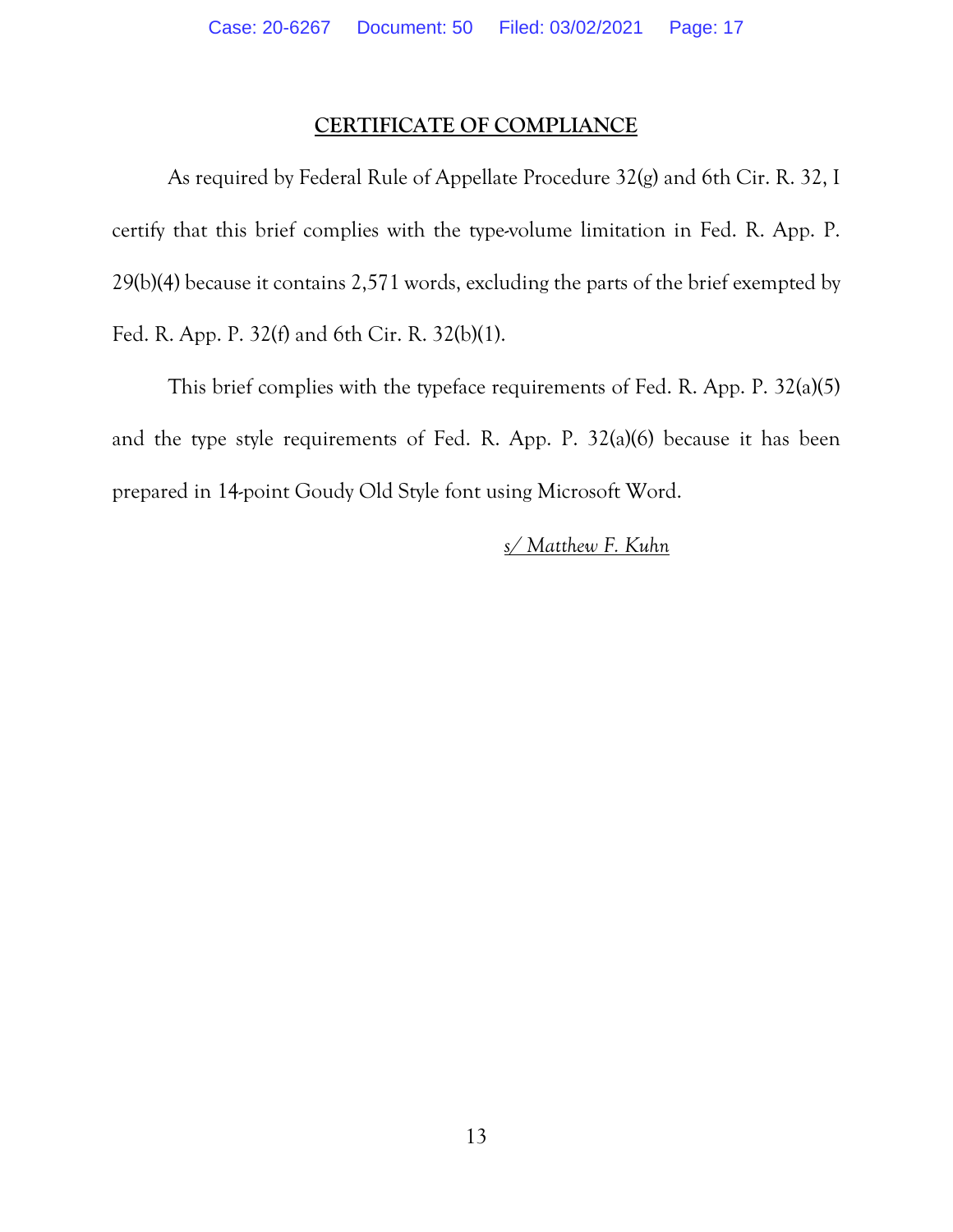**CERTIFICATE OF COMPLIANCE**

As required by Federal Rule of Appellate Procedure 32(g) and 6th Cir. R. 32, I certify that this brief complies with the type-volume limitation in Fed. R. App. P. 29(b)(4) because it contains 2,571 words, excluding the parts of the brief exempted by Fed. R. App. P. 32(f) and 6th Cir. R. 32(b)(1).

This brief complies with the typeface requirements of Fed. R. App. P. 32(a)(5) and the type style requirements of Fed. R. App. P. 32(a)(6) because it has been prepared in 14-point Goudy Old Style font using Microsoft Word.

*s/ Matthew F. Kuhn*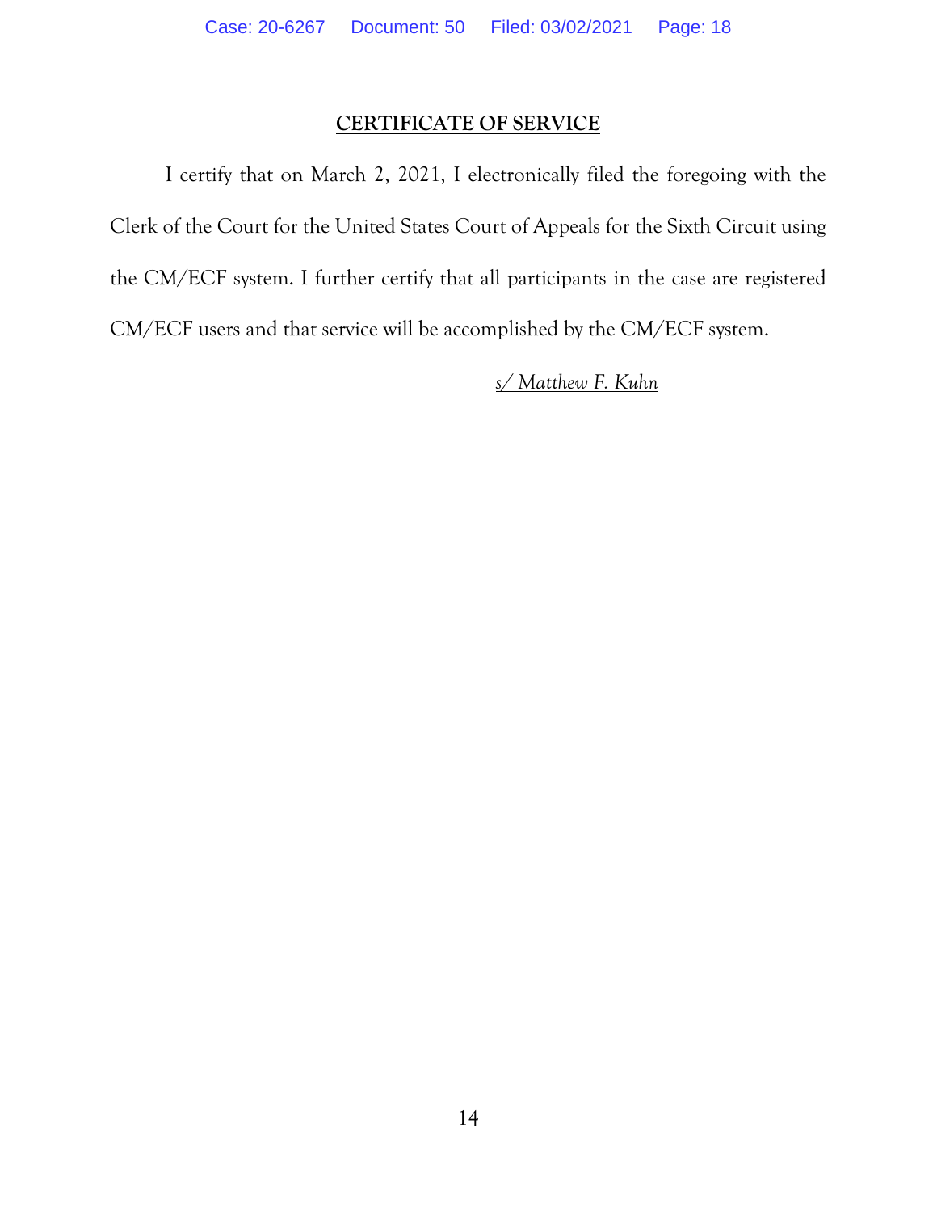## CERTIFICATE OF SERVICE

I certify that on March 2, 2021, I electronically filed the foregoing with the Clerk of the Court for the United States Court of Appeals for the Sixth Circuit using the CM/ECF system. I further certify that all participants in the case are registered CM/ECF users and that service will be accomplished by the CM/ECF system.

*s/ Matthew F. Kuhn*